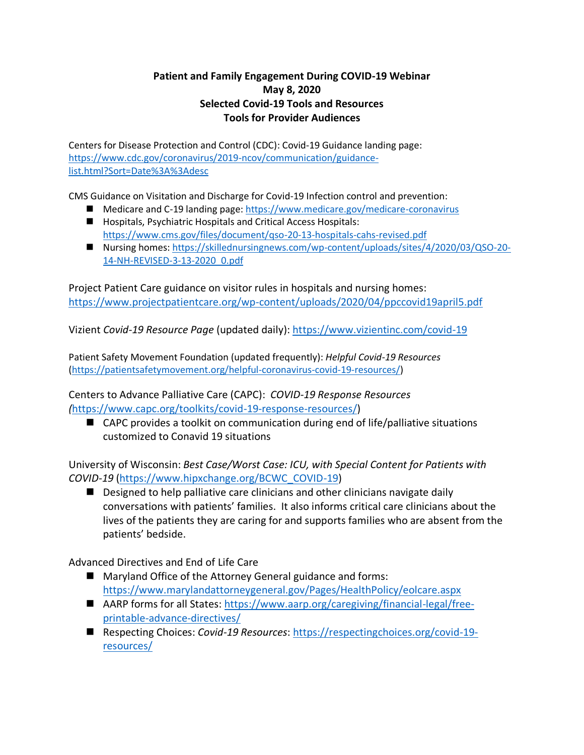**Patient and Family Engagement During COVID-19 Webinar**
**May 8, 2020**
**Selected Covid-19 Tools and Resources**
**Tools for Provider Audiences**

Centers for Disease Protection and Control (CDC): Covid-19 Guidance landing page: https://www.cdc.gov/coronavirus/2019-ncov/communication/guidance-list.html?Sort=Date%3A%3Adesc

CMS Guidance on Visitation and Discharge for Covid-19 Infection control and prevention:

- Medicare and C-19 landing page: https://www.medicare.gov/medicare-coronavirus
- Hospitals, Psychiatric Hospitals and Critical Access Hospitals: https://www.cms.gov/files/document/qso-20-13-hospitals-cahs-revised.pdf
- Nursing homes: https://skillednursingnews.com/wp-content/uploads/sites/4/2020/03/QSO-20-14-NH-REVISED-3-13-2020_0.pdf

Project Patient Care guidance on visitor rules in hospitals and nursing homes: https://www.projectpatientcare.org/wp-content/uploads/2020/04/ppccovid19april5.pdf

Vizient *Covid-19 Resource Page* (updated daily): https://www.vizientinc.com/covid-19

Patient Safety Movement Foundation (updated frequently): *Helpful Covid-19 Resources* (https://patientsafetymovement.org/helpful-coronavirus-covid-19-resources/)

Centers to Advance Palliative Care (CAPC): *COVID-19 Response Resources (*https://www.capc.org/toolkits/covid-19-response-resources/)

- CAPC provides a toolkit on communication during end of life/palliative situations customized to Conavid 19 situations

University of Wisconsin: *Best Case/Worst Case: ICU, with Special Content for Patients with COVID-19* (https://www.hipxchange.org/BCWC_COVID-19)

- Designed to help palliative care clinicians and other clinicians navigate daily conversations with patients' families. It also informs critical care clinicians about the lives of the patients they are caring for and supports families who are absent from the patients' bedside.

Advanced Directives and End of Life Care

- Maryland Office of the Attorney General guidance and forms: https://www.marylandattorneygeneral.gov/Pages/HealthPolicy/eolcare.aspx
- AARP forms for all States: https://www.aarp.org/caregiving/financial-legal/free-printable-advance-directives/
- Respecting Choices: *Covid-19 Resources*: https://respectingchoices.org/covid-19-resources/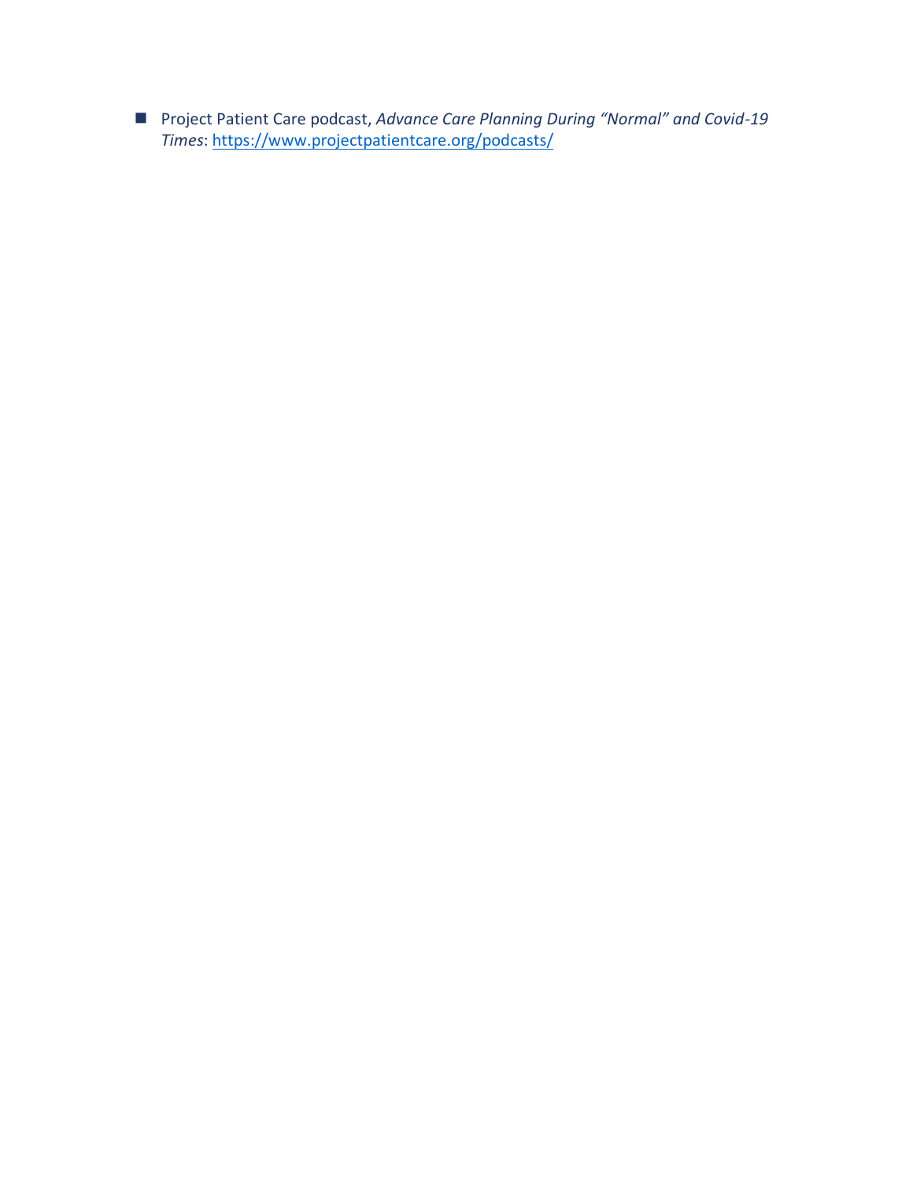- Project Patient Care podcast, *Advance Care Planning During "Normal" and Covid-19 Times*: https://www.projectpatientcare.org/podcasts/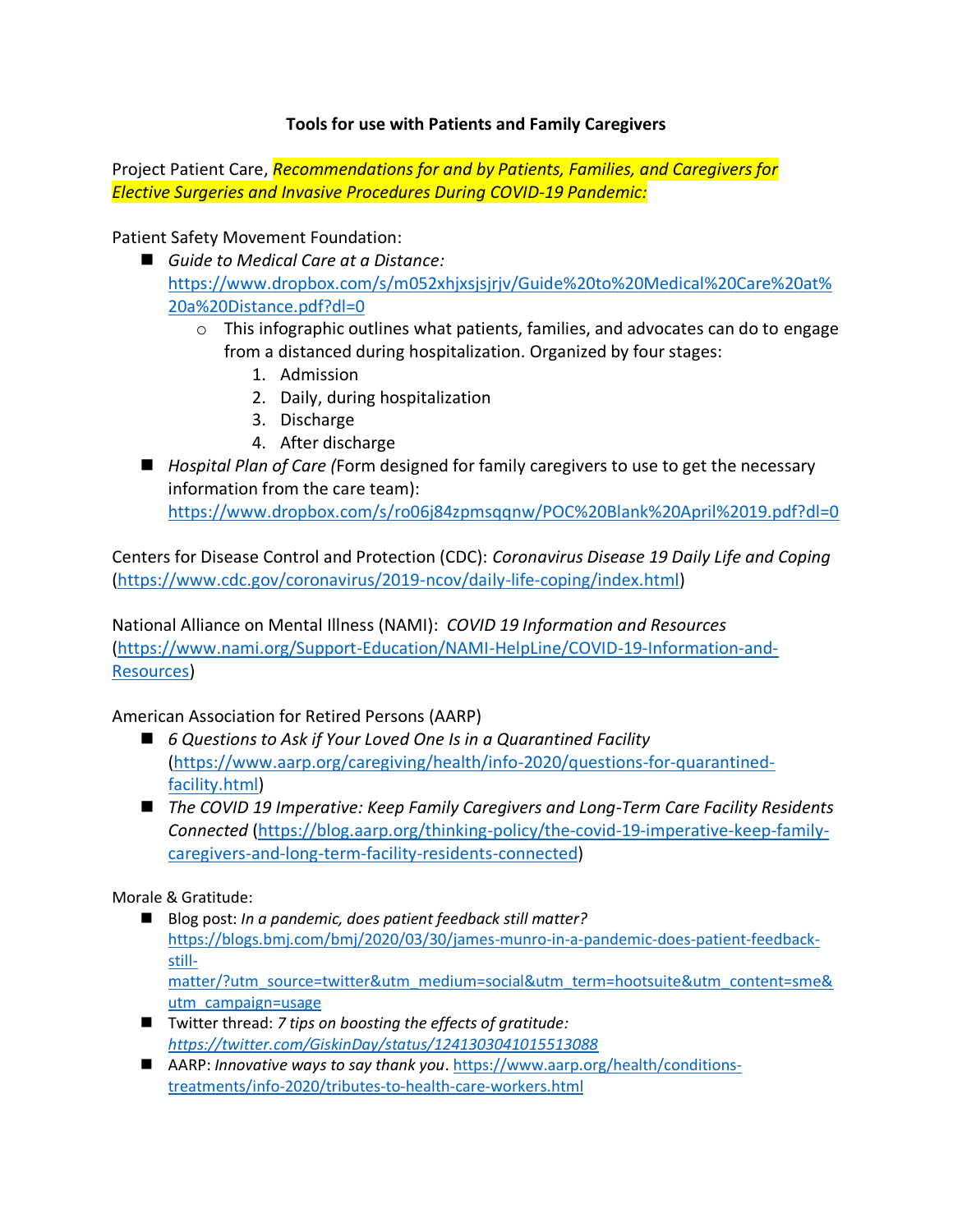**Tools for use with Patients and Family Caregivers**

Project Patient Care, *Recommendations for and by Patients, Families, and Caregivers for Elective Surgeries and Invasive Procedures During COVID-19 Pandemic:*

Patient Safety Movement Foundation:

- *Guide to Medical Care at a Distance:* https://www.dropbox.com/s/m052xhjxsjsjrjv/Guide%20to%20Medical%20Care%20at%20a%20Distance.pdf?dl=0
  - This infographic outlines what patients, families, and advocates can do to engage from a distanced during hospitalization. Organized by four stages:
    1. Admission
    2. Daily, during hospitalization
    3. Discharge
    4. After discharge
- *Hospital Plan of Care (*Form designed for family caregivers to use to get the necessary information from the care team): https://www.dropbox.com/s/ro06j84zpmsqqnw/POC%20Blank%20April%2019.pdf?dl=0

Centers for Disease Control and Protection (CDC): *Coronavirus Disease 19 Daily Life and Coping* (https://www.cdc.gov/coronavirus/2019-ncov/daily-life-coping/index.html)

National Alliance on Mental Illness (NAMI): *COVID 19 Information and Resources* (https://www.nami.org/Support-Education/NAMI-HelpLine/COVID-19-Information-and-Resources)

American Association for Retired Persons (AARP)

- *6 Questions to Ask if Your Loved One Is in a Quarantined Facility* (https://www.aarp.org/caregiving/health/info-2020/questions-for-quarantined-facility.html)
- *The COVID 19 Imperative: Keep Family Caregivers and Long-Term Care Facility Residents Connected* (https://blog.aarp.org/thinking-policy/the-covid-19-imperative-keep-family-caregivers-and-long-term-facility-residents-connected)

Morale & Gratitude:

- Blog post: *In a pandemic, does patient feedback still matter?* https://blogs.bmj.com/bmj/2020/03/30/james-munro-in-a-pandemic-does-patient-feedback-still-matter/?utm_source=twitter&utm_medium=social&utm_term=hootsuite&utm_content=sme&utm_campaign=usage
- Twitter thread: *7 tips on boosting the effects of gratitude: https://twitter.com/GiskinDay/status/1241303041015513088*
- AARP: *Innovative ways to say thank you*. https://www.aarp.org/health/conditions-treatments/info-2020/tributes-to-health-care-workers.html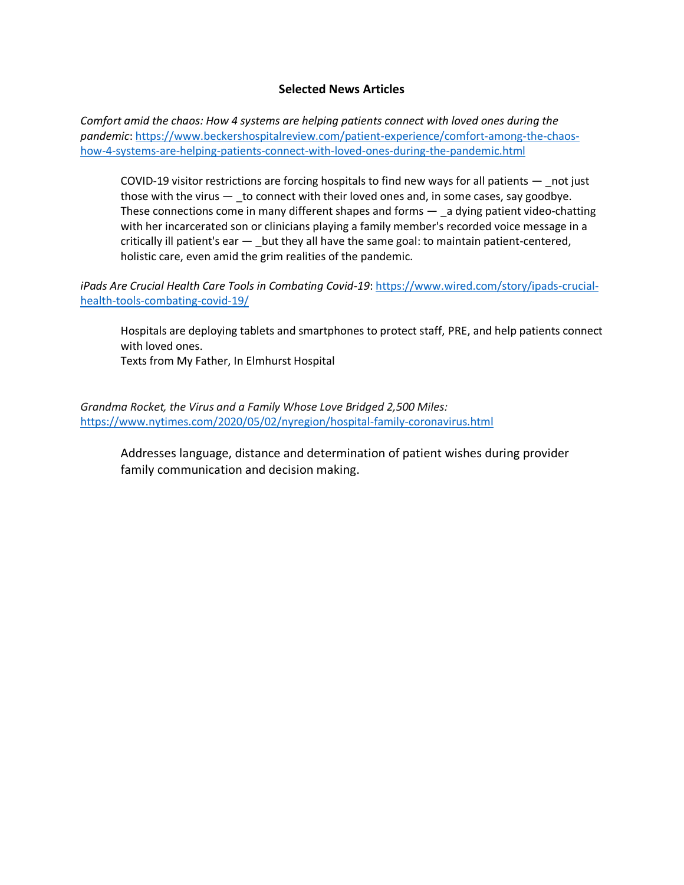**Selected News Articles**

*Comfort amid the chaos: How 4 systems are helping patients connect with loved ones during the pandemic*: https://www.beckershospitalreview.com/patient-experience/comfort-among-the-chaos-how-4-systems-are-helping-patients-connect-with-loved-ones-during-the-pandemic.html

> COVID-19 visitor restrictions are forcing hospitals to find new ways for all patients — _not just those with the virus — _to connect with their loved ones and, in some cases, say goodbye. These connections come in many different shapes and forms — _a dying patient video-chatting with her incarcerated son or clinicians playing a family member's recorded voice message in a critically ill patient's ear — _but they all have the same goal: to maintain patient-centered, holistic care, even amid the grim realities of the pandemic.

*iPads Are Crucial Health Care Tools in Combating Covid-19*: https://www.wired.com/story/ipads-crucial-health-tools-combating-covid-19/

> Hospitals are deploying tablets and smartphones to protect staff, PRE, and help patients connect with loved ones.
> Texts from My Father, In Elmhurst Hospital

*Grandma Rocket, the Virus and a Family Whose Love Bridged 2,500 Miles:* https://www.nytimes.com/2020/05/02/nyregion/hospital-family-coronavirus.html

> Addresses language, distance and determination of patient wishes during provider family communication and decision making.